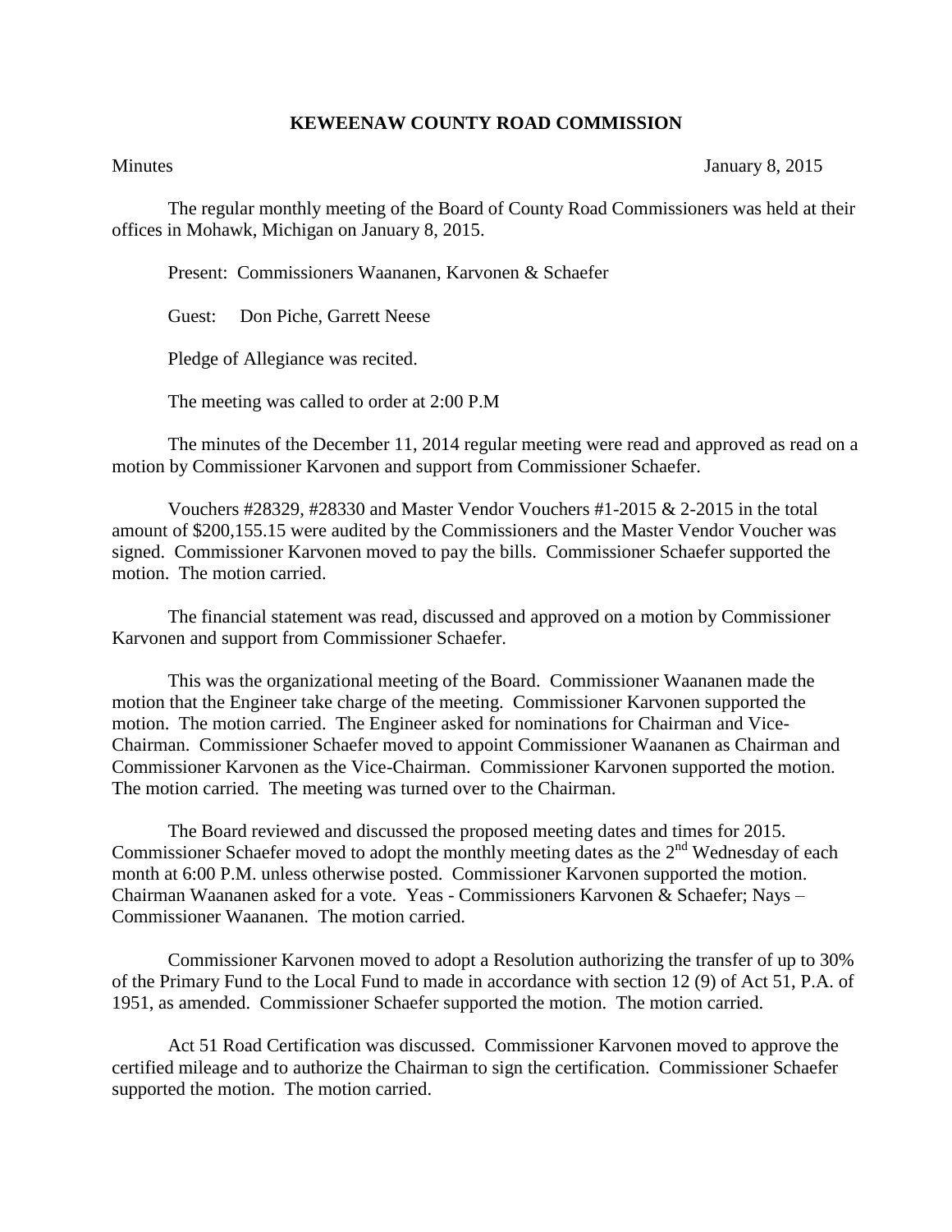# KEWEENAW COUNTY ROAD COMMISSION

Minutes January 8, 2015

The regular monthly meeting of the Board of County Road Commissioners was held at their offices in Mohawk, Michigan on January 8, 2015.

Present: Commissioners Waananen, Karvonen & Schaefer

Guest: Don Piche, Garrett Neese

Pledge of Allegiance was recited.

The meeting was called to order at 2:00 P.M

The minutes of the December 11, 2014 regular meeting were read and approved as read on a motion by Commissioner Karvonen and support from Commissioner Schaefer.

Vouchers #28329, #28330 and Master Vendor Vouchers #1-2015 & 2-2015 in the total amount of $200,155.15 were audited by the Commissioners and the Master Vendor Voucher was signed. Commissioner Karvonen moved to pay the bills. Commissioner Schaefer supported the motion. The motion carried.

The financial statement was read, discussed and approved on a motion by Commissioner Karvonen and support from Commissioner Schaefer.

This was the organizational meeting of the Board. Commissioner Waananen made the motion that the Engineer take charge of the meeting. Commissioner Karvonen supported the motion. The motion carried. The Engineer asked for nominations for Chairman and Vice-Chairman. Commissioner Schaefer moved to appoint Commissioner Waananen as Chairman and Commissioner Karvonen as the Vice-Chairman. Commissioner Karvonen supported the motion. The motion carried. The meeting was turned over to the Chairman.

The Board reviewed and discussed the proposed meeting dates and times for 2015. Commissioner Schaefer moved to adopt the monthly meeting dates as the 2nd Wednesday of each month at 6:00 P.M. unless otherwise posted. Commissioner Karvonen supported the motion. Chairman Waananen asked for a vote. Yeas - Commissioners Karvonen & Schaefer; Nays – Commissioner Waananen. The motion carried.

Commissioner Karvonen moved to adopt a Resolution authorizing the transfer of up to 30% of the Primary Fund to the Local Fund to made in accordance with section 12 (9) of Act 51, P.A. of 1951, as amended. Commissioner Schaefer supported the motion. The motion carried.

Act 51 Road Certification was discussed. Commissioner Karvonen moved to approve the certified mileage and to authorize the Chairman to sign the certification. Commissioner Schaefer supported the motion. The motion carried.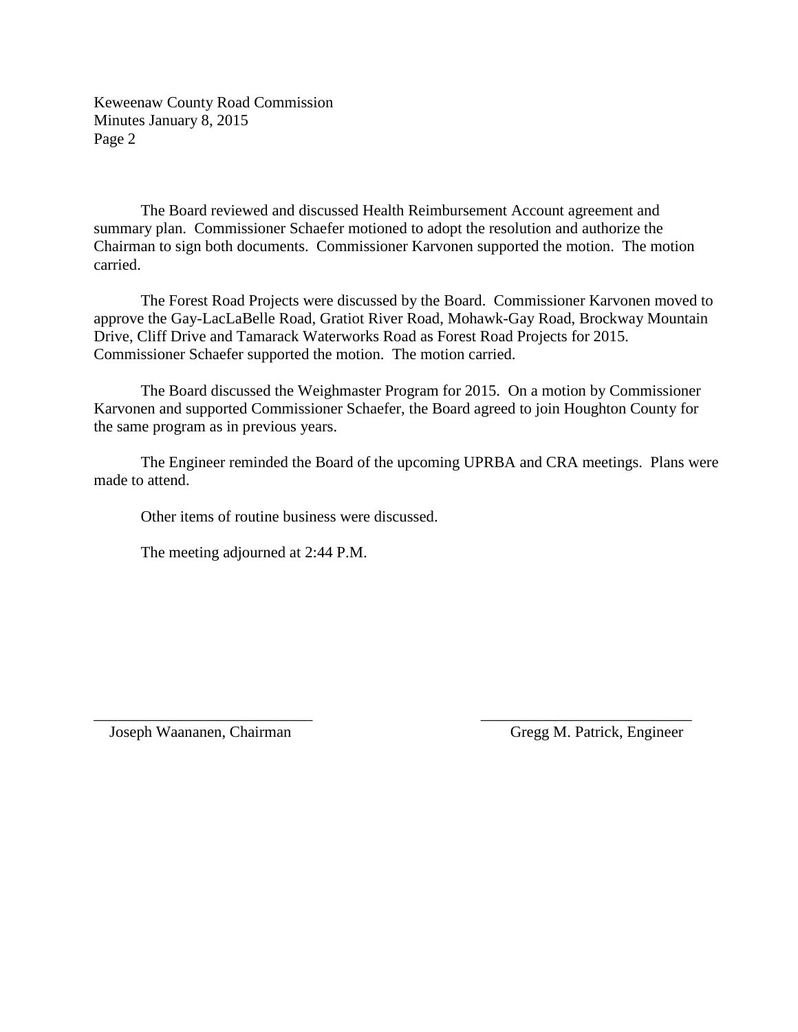The Board reviewed and discussed Health Reimbursement Account agreement and summary plan. Commissioner Schaefer motioned to adopt the resolution and authorize the Chairman to sign both documents. Commissioner Karvonen supported the motion. The motion carried.

The Forest Road Projects were discussed by the Board. Commissioner Karvonen moved to approve the Gay-LacLaBelle Road, Gratiot River Road, Mohawk-Gay Road, Brockway Mountain Drive, Cliff Drive and Tamarack Waterworks Road as Forest Road Projects for 2015. Commissioner Schaefer supported the motion. The motion carried.

The Board discussed the Weighmaster Program for 2015. On a motion by Commissioner Karvonen and supported Commissioner Schaefer, the Board agreed to join Houghton County for the same program as in previous years.

The Engineer reminded the Board of the upcoming UPRBA and CRA meetings. Plans were made to attend.

Other items of routine business were discussed.

The meeting adjourned at 2:44 P.M.

___________________________ ___________________________

Joseph Waananen, Chairman Gregg M. Patrick, Engineer